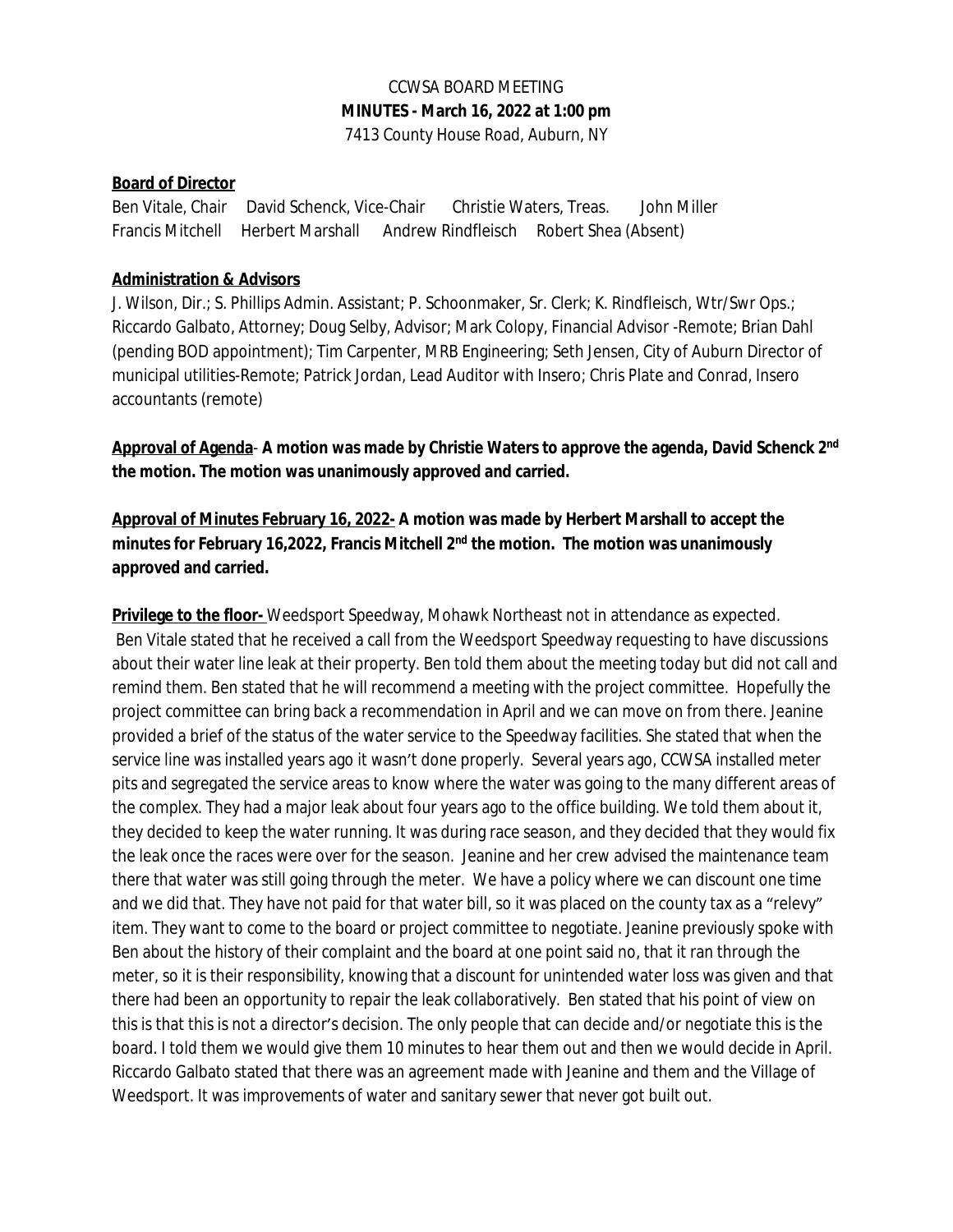# CCWSA BOARD MEETING

**MINUTES - March 16, 2022 at 1:00 pm**

7413 County House Road, Auburn, NY

**Board of Director**

Ben Vitale, Chair    David Schenck, Vice-Chair    Christie Waters, Treas.    John Miller
Francis Mitchell    Herbert Marshall    Andrew Rindfleisch    Robert Shea (Absent)

**Administration & Advisors**

J. Wilson, Dir.; S. Phillips Admin. Assistant; P. Schoonmaker, Sr. Clerk; K. Rindfleisch, Wtr/Swr Ops.; Riccardo Galbato, Attorney; Doug Selby, Advisor; Mark Colopy, Financial Advisor -Remote; Brian Dahl (pending BOD appointment); Tim Carpenter, MRB Engineering; Seth Jensen, City of Auburn Director of municipal utilities-Remote; Patrick Jordan, Lead Auditor with Insero; Chris Plate and Conrad, Insero accountants (remote)

**Approval of Agenda- A motion was made by Christie Waters to approve the agenda, David Schenck 2nd the motion. The motion was unanimously approved and carried.**

**Approval of Minutes February 16, 2022- A motion was made by Herbert Marshall to accept the minutes for February 16,2022, Francis Mitchell 2nd the motion. The motion was unanimously approved and carried.**

**Privilege to the floor-** Weedsport Speedway, Mohawk Northeast not in attendance as expected. Ben Vitale stated that he received a call from the Weedsport Speedway requesting to have discussions about their water line leak at their property. Ben told them about the meeting today but did not call and remind them. Ben stated that he will recommend a meeting with the project committee. Hopefully the project committee can bring back a recommendation in April and we can move on from there. Jeanine provided a brief of the status of the water service to the Speedway facilities. She stated that when the service line was installed years ago it wasn't done properly. Several years ago, CCWSA installed meter pits and segregated the service areas to know where the water was going to the many different areas of the complex. They had a major leak about four years ago to the office building. We told them about it, they decided to keep the water running. It was during race season, and they decided that they would fix the leak once the races were over for the season. Jeanine and her crew advised the maintenance team there that water was still going through the meter. We have a policy where we can discount one time and we did that. They have not paid for that water bill, so it was placed on the county tax as a "relevy" item. They want to come to the board or project committee to negotiate. Jeanine previously spoke with Ben about the history of their complaint and the board at one point said no, that it ran through the meter, so it is their responsibility, knowing that a discount for unintended water loss was given and that there had been an opportunity to repair the leak collaboratively. Ben stated that his point of view on this is that this is not a director's decision. The only people that can decide and/or negotiate this is the board. I told them we would give them 10 minutes to hear them out and then we would decide in April. Riccardo Galbato stated that there was an agreement made with Jeanine and them and the Village of Weedsport. It was improvements of water and sanitary sewer that never got built out.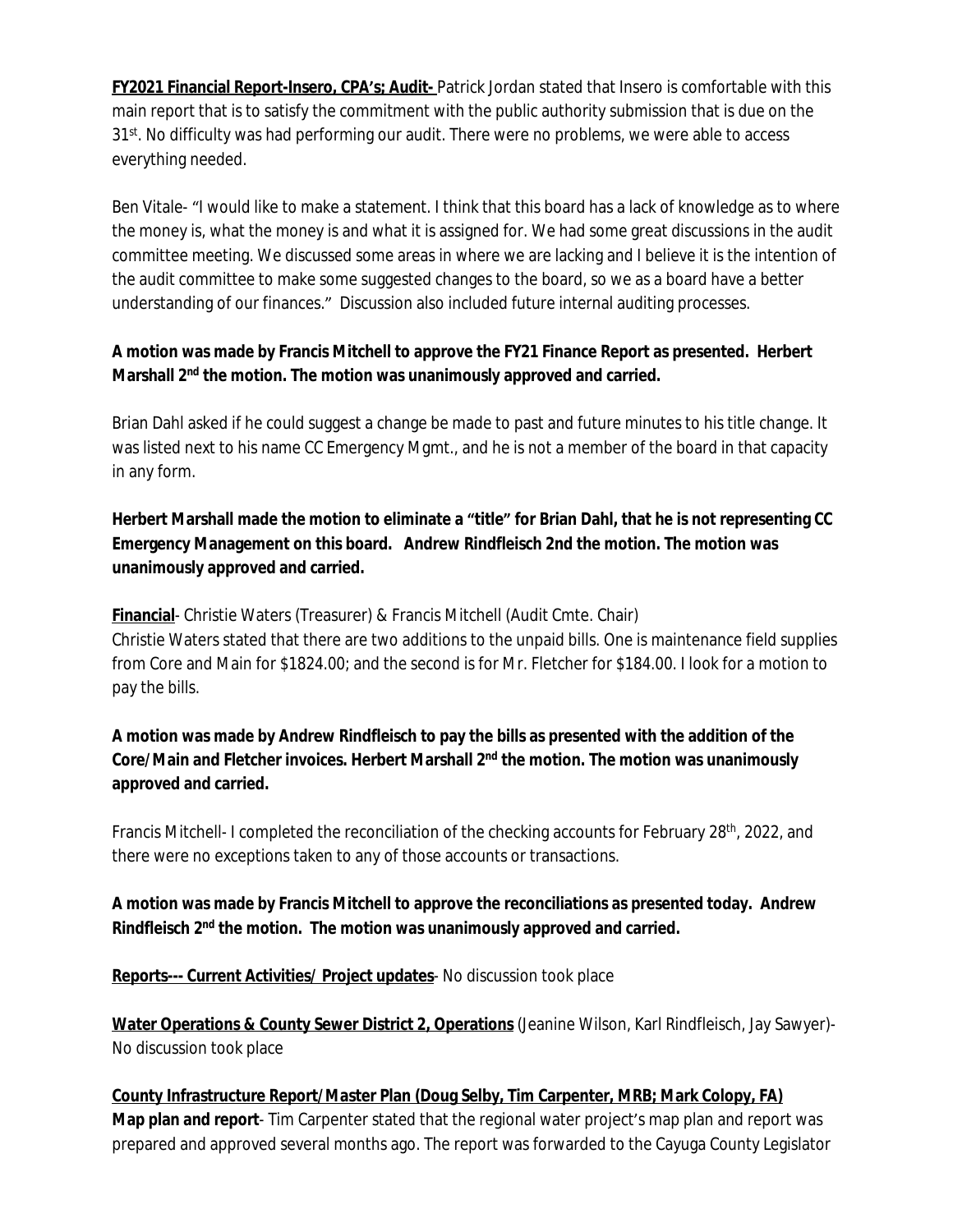**FY2021 Financial Report-Insero, CPA's; Audit-** Patrick Jordan stated that Insero is comfortable with this main report that is to satisfy the commitment with the public authority submission that is due on the 31st. No difficulty was had performing our audit. There were no problems, we were able to access everything needed.

Ben Vitale- "I would like to make a statement. I think that this board has a lack of knowledge as to where the money is, what the money is and what it is assigned for. We had some great discussions in the audit committee meeting. We discussed some areas in where we are lacking and I believe it is the intention of the audit committee to make some suggested changes to the board, so we as a board have a better understanding of our finances." Discussion also included future internal auditing processes.

**A motion was made by Francis Mitchell to approve the FY21 Finance Report as presented. Herbert Marshall 2nd the motion. The motion was unanimously approved and carried.**

Brian Dahl asked if he could suggest a change be made to past and future minutes to his title change. It was listed next to his name CC Emergency Mgmt., and he is not a member of the board in that capacity in any form.

**Herbert Marshall made the motion to eliminate a "title" for Brian Dahl, that he is not representing CC Emergency Management on this board. Andrew Rindfleisch 2nd the motion. The motion was unanimously approved and carried.**

**Financial**- Christie Waters (Treasurer) & Francis Mitchell (Audit Cmte. Chair)
Christie Waters stated that there are two additions to the unpaid bills. One is maintenance field supplies from Core and Main for $1824.00; and the second is for Mr. Fletcher for $184.00. I look for a motion to pay the bills.

**A motion was made by Andrew Rindfleisch to pay the bills as presented with the addition of the Core/Main and Fletcher invoices. Herbert Marshall 2nd the motion. The motion was unanimously approved and carried.**

Francis Mitchell- I completed the reconciliation of the checking accounts for February 28th, 2022, and there were no exceptions taken to any of those accounts or transactions.

**A motion was made by Francis Mitchell to approve the reconciliations as presented today. Andrew Rindfleisch 2nd the motion. The motion was unanimously approved and carried.**

**Reports--- Current Activities/ Project updates**- No discussion took place

**Water Operations & County Sewer District 2, Operations** (Jeanine Wilson, Karl Rindfleisch, Jay Sawyer)- No discussion took place

**County Infrastructure Report/Master Plan (Doug Selby, Tim Carpenter, MRB; Mark Colopy, FA)**
**Map plan and report**- Tim Carpenter stated that the regional water project's map plan and report was prepared and approved several months ago. The report was forwarded to the Cayuga County Legislator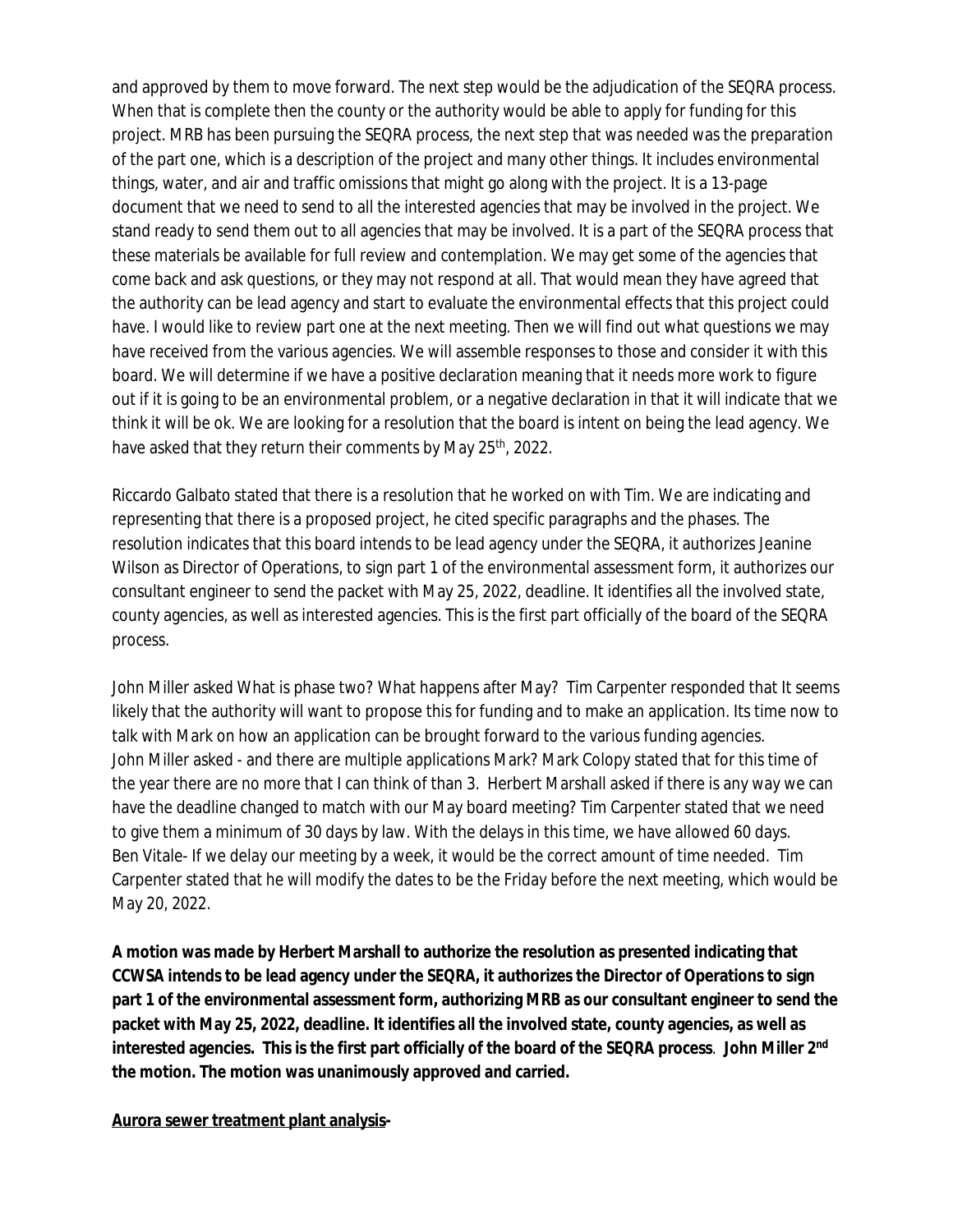and approved by them to move forward. The next step would be the adjudication of the SEQRA process. When that is complete then the county or the authority would be able to apply for funding for this project. MRB has been pursuing the SEQRA process, the next step that was needed was the preparation of the part one, which is a description of the project and many other things. It includes environmental things, water, and air and traffic omissions that might go along with the project. It is a 13-page document that we need to send to all the interested agencies that may be involved in the project. We stand ready to send them out to all agencies that may be involved. It is a part of the SEQRA process that these materials be available for full review and contemplation. We may get some of the agencies that come back and ask questions, or they may not respond at all. That would mean they have agreed that the authority can be lead agency and start to evaluate the environmental effects that this project could have. I would like to review part one at the next meeting. Then we will find out what questions we may have received from the various agencies. We will assemble responses to those and consider it with this board. We will determine if we have a positive declaration meaning that it needs more work to figure out if it is going to be an environmental problem, or a negative declaration in that it will indicate that we think it will be ok. We are looking for a resolution that the board is intent on being the lead agency. We have asked that they return their comments by May 25th, 2022.

Riccardo Galbato stated that there is a resolution that he worked on with Tim. We are indicating and representing that there is a proposed project, he cited specific paragraphs and the phases. The resolution indicates that this board intends to be lead agency under the SEQRA, it authorizes Jeanine Wilson as Director of Operations, to sign part 1 of the environmental assessment form, it authorizes our consultant engineer to send the packet with May 25, 2022, deadline. It identifies all the involved state, county agencies, as well as interested agencies. This is the first part officially of the board of the SEQRA process.

John Miller asked What is phase two? What happens after May? Tim Carpenter responded that It seems likely that the authority will want to propose this for funding and to make an application. Its time now to talk with Mark on how an application can be brought forward to the various funding agencies. John Miller asked - and there are multiple applications Mark? Mark Colopy stated that for this time of the year there are no more that I can think of than 3. Herbert Marshall asked if there is any way we can have the deadline changed to match with our May board meeting? Tim Carpenter stated that we need to give them a minimum of 30 days by law. With the delays in this time, we have allowed 60 days. Ben Vitale- If we delay our meeting by a week, it would be the correct amount of time needed. Tim Carpenter stated that he will modify the dates to be the Friday before the next meeting, which would be May 20, 2022.

**A motion was made by Herbert Marshall to authorize the resolution as presented indicating that CCWSA intends to be lead agency under the SEQRA, it authorizes the Director of Operations to sign part 1 of the environmental assessment form, authorizing MRB as our consultant engineer to send the packet with May 25, 2022, deadline. It identifies all the involved state, county agencies, as well as interested agencies. This is the first part officially of the board of the SEQRA process. John Miller 2nd the motion. The motion was unanimously approved and carried.**

**Aurora sewer treatment plant analysis-**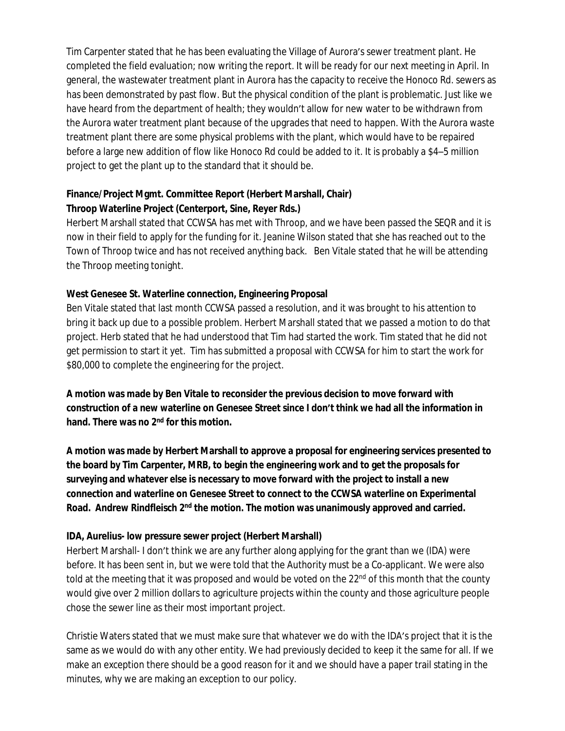Tim Carpenter stated that he has been evaluating the Village of Aurora's sewer treatment plant. He completed the field evaluation; now writing the report. It will be ready for our next meeting in April. In general, the wastewater treatment plant in Aurora has the capacity to receive the Honoco Rd. sewers as has been demonstrated by past flow. But the physical condition of the plant is problematic. Just like we have heard from the department of health; they wouldn't allow for new water to be withdrawn from the Aurora water treatment plant because of the upgrades that need to happen. With the Aurora waste treatment plant there are some physical problems with the plant, which would have to be repaired before a large new addition of flow like Honoco Rd could be added to it. It is probably a $4–5 million project to get the plant up to the standard that it should be.

**Finance/Project Mgmt. Committee Report (Herbert Marshall, Chair)**
**Throop Waterline Project (Centerport, Sine, Reyer Rds.)**

Herbert Marshall stated that CCWSA has met with Throop, and we have been passed the SEQR and it is now in their field to apply for the funding for it. Jeanine Wilson stated that she has reached out to the Town of Throop twice and has not received anything back. Ben Vitale stated that he will be attending the Throop meeting tonight.

**West Genesee St. Waterline connection, Engineering Proposal**

Ben Vitale stated that last month CCWSA passed a resolution, and it was brought to his attention to bring it back up due to a possible problem. Herbert Marshall stated that we passed a motion to do that project. Herb stated that he had understood that Tim had started the work. Tim stated that he did not get permission to start it yet. Tim has submitted a proposal with CCWSA for him to start the work for $80,000 to complete the engineering for the project.

**A motion was made by Ben Vitale to reconsider the previous decision to move forward with construction of a new waterline on Genesee Street since I don't think we had all the information in hand. There was no 2nd for this motion.**

**A motion was made by Herbert Marshall to approve a proposal for engineering services presented to the board by Tim Carpenter, MRB, to begin the engineering work and to get the proposals for surveying and whatever else is necessary to move forward with the project to install a new connection and waterline on Genesee Street to connect to the CCWSA waterline on Experimental Road. Andrew Rindfleisch 2nd the motion. The motion was unanimously approved and carried.**

**IDA, Aurelius- low pressure sewer project (Herbert Marshall)**

Herbert Marshall- I don't think we are any further along applying for the grant than we (IDA) were before. It has been sent in, but we were told that the Authority must be a Co-applicant. We were also told at the meeting that it was proposed and would be voted on the 22nd of this month that the county would give over 2 million dollars to agriculture projects within the county and those agriculture people chose the sewer line as their most important project.

Christie Waters stated that we must make sure that whatever we do with the IDA's project that it is the same as we would do with any other entity. We had previously decided to keep it the same for all. If we make an exception there should be a good reason for it and we should have a paper trail stating in the minutes, why we are making an exception to our policy.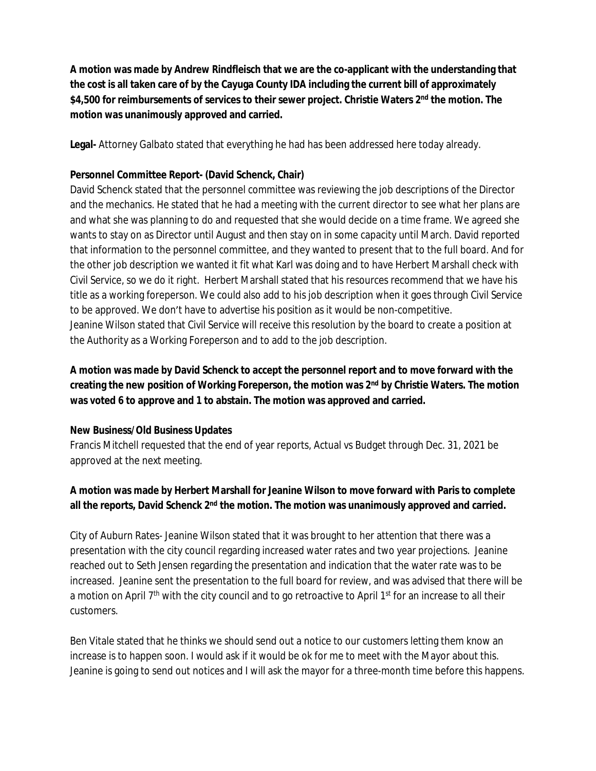**A motion was made by Andrew Rindfleisch that we are the co-applicant with the understanding that the cost is all taken care of by the Cayuga County IDA including the current bill of approximately $4,500 for reimbursements of services to their sewer project. Christie Waters 2nd the motion. The motion was unanimously approved and carried.**

**Legal-** Attorney Galbato stated that everything he had has been addressed here today already.

**Personnel Committee Report- (David Schenck, Chair)**

David Schenck stated that the personnel committee was reviewing the job descriptions of the Director and the mechanics. He stated that he had a meeting with the current director to see what her plans are and what she was planning to do and requested that she would decide on a time frame. We agreed she wants to stay on as Director until August and then stay on in some capacity until March. David reported that information to the personnel committee, and they wanted to present that to the full board. And for the other job description we wanted it fit what Karl was doing and to have Herbert Marshall check with Civil Service, so we do it right. Herbert Marshall stated that his resources recommend that we have his title as a working foreperson. We could also add to his job description when it goes through Civil Service to be approved. We don't have to advertise his position as it would be non-competitive.

Jeanine Wilson stated that Civil Service will receive this resolution by the board to create a position at the Authority as a Working Foreperson and to add to the job description.

**A motion was made by David Schenck to accept the personnel report and to move forward with the creating the new position of Working Foreperson, the motion was 2nd by Christie Waters. The motion was voted 6 to approve and 1 to abstain. The motion was approved and carried.**

**New Business/Old Business Updates**

Francis Mitchell requested that the end of year reports, Actual vs Budget through Dec. 31, 2021 be approved at the next meeting.

**A motion was made by Herbert Marshall for Jeanine Wilson to move forward with Paris to complete all the reports, David Schenck 2nd the motion. The motion was unanimously approved and carried.**

City of Auburn Rates- Jeanine Wilson stated that it was brought to her attention that there was a presentation with the city council regarding increased water rates and two year projections. Jeanine reached out to Seth Jensen regarding the presentation and indication that the water rate was to be increased. Jeanine sent the presentation to the full board for review, and was advised that there will be a motion on April 7th with the city council and to go retroactive to April 1st for an increase to all their customers.

Ben Vitale stated that he thinks we should send out a notice to our customers letting them know an increase is to happen soon. I would ask if it would be ok for me to meet with the Mayor about this. Jeanine is going to send out notices and I will ask the mayor for a three-month time before this happens.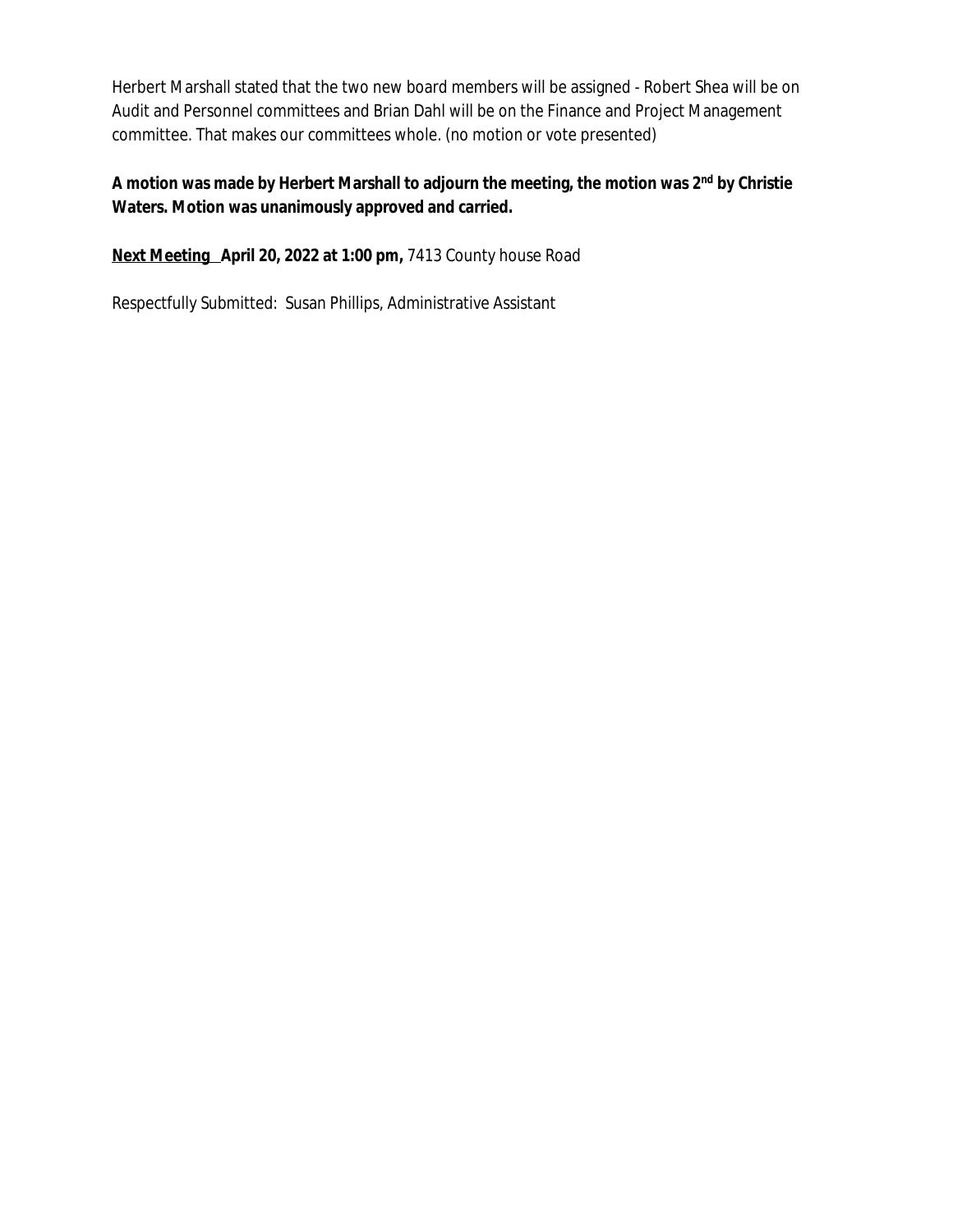Herbert Marshall stated that the two new board members will be assigned - Robert Shea will be on Audit and Personnel committees and Brian Dahl will be on the Finance and Project Management committee. That makes our committees whole. (no motion or vote presented)

**A motion was made by Herbert Marshall to adjourn the meeting, the motion was 2nd by Christie Waters. Motion was unanimously approved and carried.**

**<u>Next Meeting</u> April 20, 2022 at 1:00 pm,** 7413 County house Road

Respectfully Submitted: Susan Phillips, Administrative Assistant